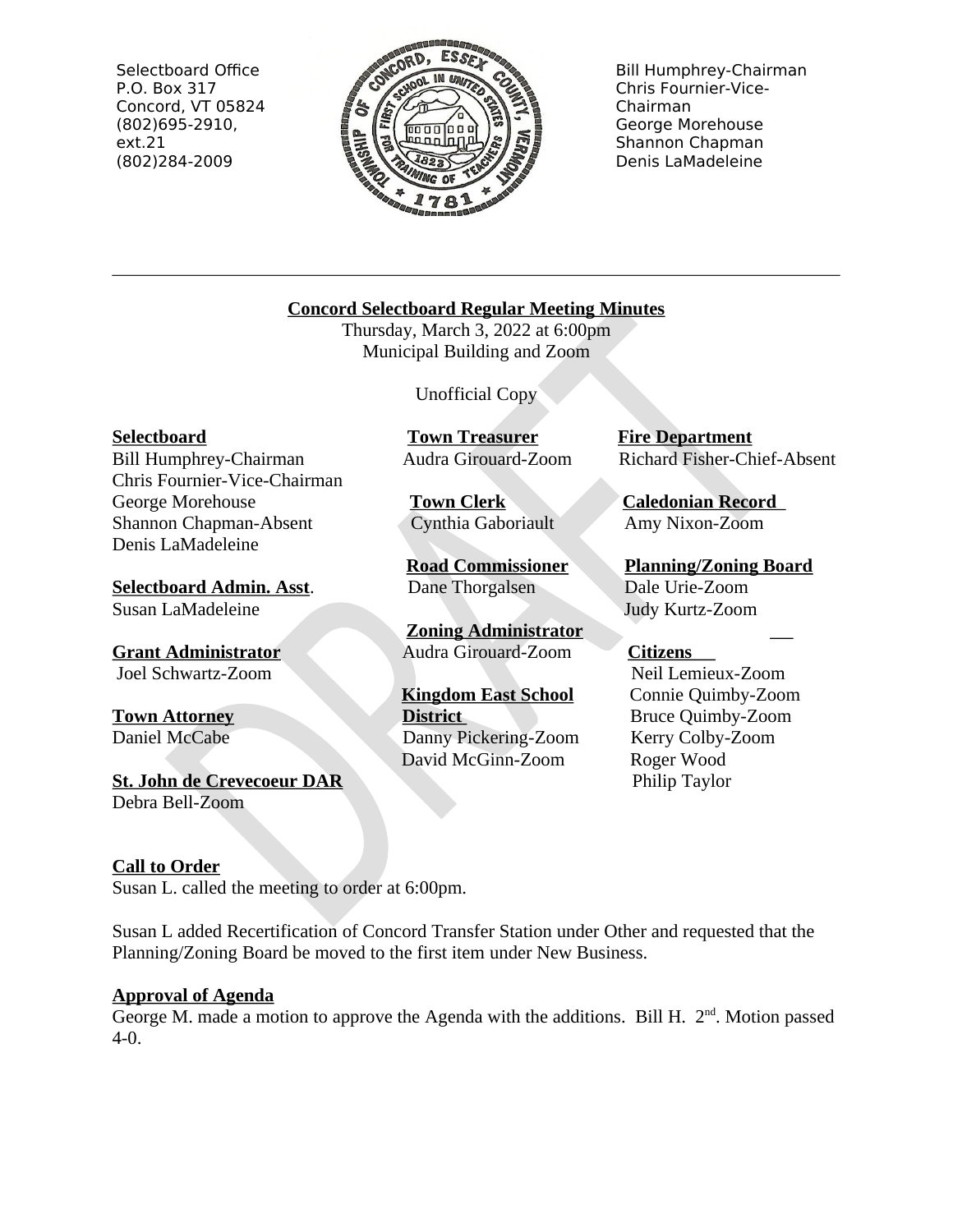Selectboard Office
P.O. Box 317
Concord, VT 05824
(802)695-2910, ext.21
(802)284-2009

Bill Humphrey-Chairman
Chris Fournier-Vice-Chairman
George Morehouse
Shannon Chapman
Denis LaMadeleine

**Concord Selectboard Regular Meeting Minutes**
Thursday, March 3, 2022 at 6:00pm
Municipal Building and Zoom

Unofficial Copy

**Selectboard**
Bill Humphrey-Chairman
Chris Fournier-Vice-Chairman
George Morehouse
Shannon Chapman-Absent
Denis LaMadeleine

**Selectboard Admin. Asst.**
Susan LaMadeleine

**Grant Administrator**
Joel Schwartz-Zoom

**Town Attorney**
Daniel McCabe

**St. John de Crevecoeur DAR**
Debra Bell-Zoom

**Town Treasurer**
Audra Girouard-Zoom

**Town Clerk**
Cynthia Gaboriault

**Road Commissioner**
Dane Thorgalsen

**Zoning Administrator**
Audra Girouard-Zoom

**Kingdom East School District**
Danny Pickering-Zoom
David McGinn-Zoom

**Fire Department**
Richard Fisher-Chief-Absent

**Caledonian Record**
Amy Nixon-Zoom

**Planning/Zoning Board**
Dale Urie-Zoom
Judy Kurtz-Zoom

**Citizens**
Neil Lemieux-Zoom
Connie Quimby-Zoom
Bruce Quimby-Zoom
Kerry Colby-Zoom
Roger Wood
Philip Taylor

**Call to Order**
Susan L. called the meeting to order at 6:00pm.

Susan L added Recertification of Concord Transfer Station under Other and requested that the Planning/Zoning Board be moved to the first item under New Business.

**Approval of Agenda**
George M. made a motion to approve the Agenda with the additions. Bill H. 2nd. Motion passed 4-0.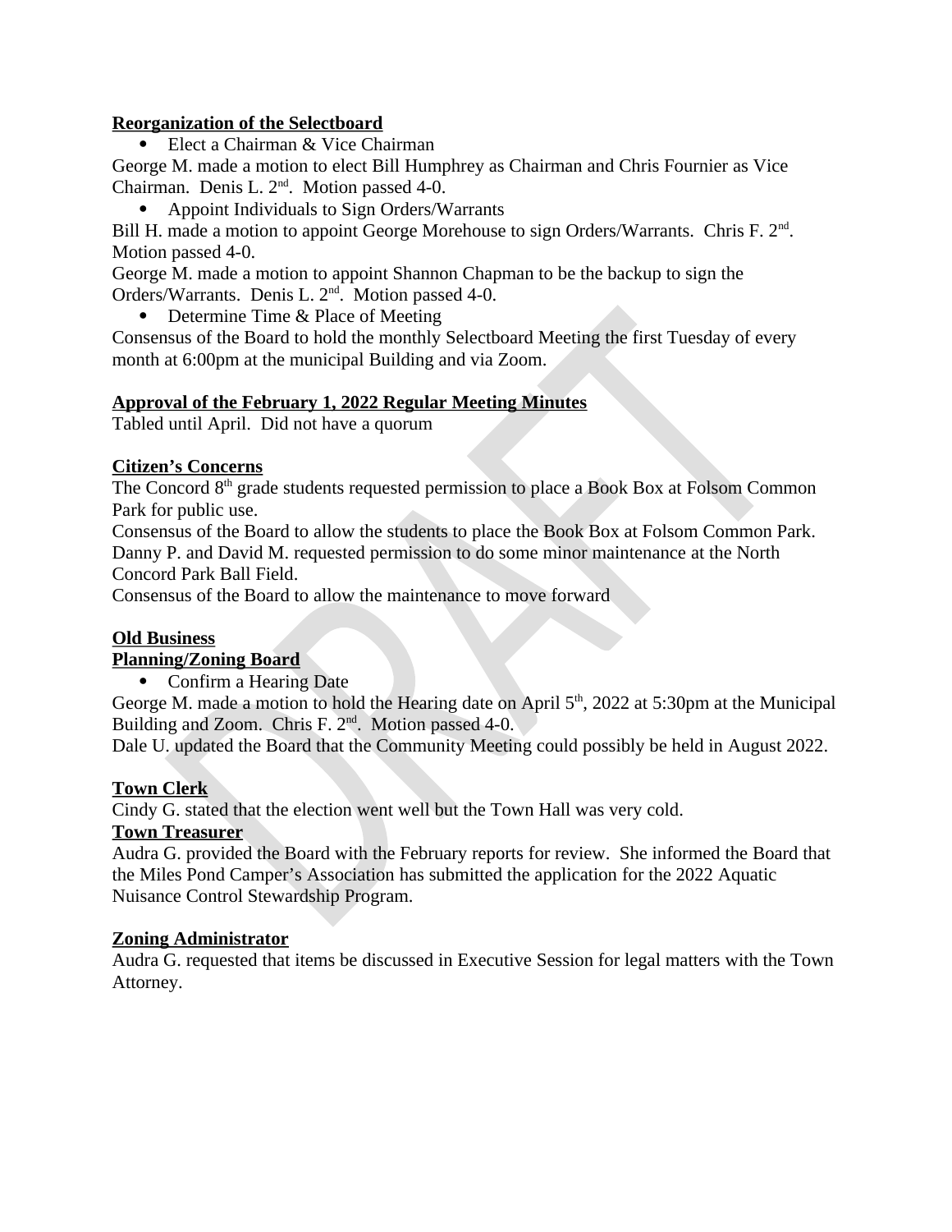**Reorganization of the Selectboard**

- Elect a Chairman & Vice Chairman

George M. made a motion to elect Bill Humphrey as Chairman and Chris Fournier as Vice Chairman. Denis L. 2nd. Motion passed 4-0.

- Appoint Individuals to Sign Orders/Warrants

Bill H. made a motion to appoint George Morehouse to sign Orders/Warrants. Chris F. 2nd. Motion passed 4-0.

George M. made a motion to appoint Shannon Chapman to be the backup to sign the Orders/Warrants. Denis L. 2nd. Motion passed 4-0.

- Determine Time & Place of Meeting

Consensus of the Board to hold the monthly Selectboard Meeting the first Tuesday of every month at 6:00pm at the municipal Building and via Zoom.

**Approval of the February 1, 2022 Regular Meeting Minutes**

Tabled until April. Did not have a quorum

**Citizen's Concerns**

The Concord 8th grade students requested permission to place a Book Box at Folsom Common Park for public use.

Consensus of the Board to allow the students to place the Book Box at Folsom Common Park.

Danny P. and David M. requested permission to do some minor maintenance at the North Concord Park Ball Field.

Consensus of the Board to allow the maintenance to move forward

**Old Business**

**Planning/Zoning Board**

- Confirm a Hearing Date

George M. made a motion to hold the Hearing date on April 5th, 2022 at 5:30pm at the Municipal Building and Zoom. Chris F. 2nd. Motion passed 4-0.

Dale U. updated the Board that the Community Meeting could possibly be held in August 2022.

**Town Clerk**

Cindy G. stated that the election went well but the Town Hall was very cold.

**Town Treasurer**

Audra G. provided the Board with the February reports for review. She informed the Board that the Miles Pond Camper's Association has submitted the application for the 2022 Aquatic Nuisance Control Stewardship Program.

**Zoning Administrator**

Audra G. requested that items be discussed in Executive Session for legal matters with the Town Attorney.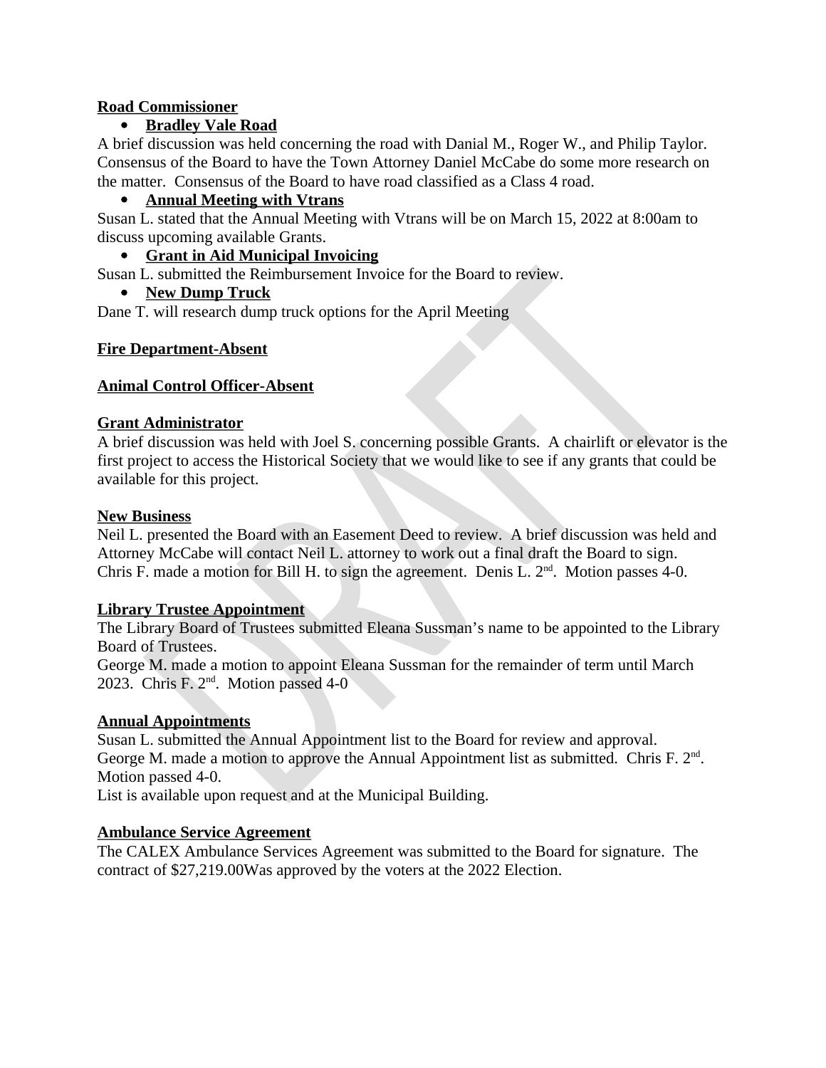**Road Commissioner**

- **Bradley Vale Road**

A brief discussion was held concerning the road with Danial M., Roger W., and Philip Taylor. Consensus of the Board to have the Town Attorney Daniel McCabe do some more research on the matter. Consensus of the Board to have road classified as a Class 4 road.

- **Annual Meeting with Vtrans**

Susan L. stated that the Annual Meeting with Vtrans will be on March 15, 2022 at 8:00am to discuss upcoming available Grants.

- **Grant in Aid Municipal Invoicing**

Susan L. submitted the Reimbursement Invoice for the Board to review.

- **New Dump Truck**

Dane T. will research dump truck options for the April Meeting

**Fire Department-Absent**

**Animal Control Officer-Absent**

**Grant Administrator**

A brief discussion was held with Joel S. concerning possible Grants. A chairlift or elevator is the first project to access the Historical Society that we would like to see if any grants that could be available for this project.

**New Business**

Neil L. presented the Board with an Easement Deed to review. A brief discussion was held and Attorney McCabe will contact Neil L. attorney to work out a final draft the Board to sign. Chris F. made a motion for Bill H. to sign the agreement. Denis L. 2nd. Motion passes 4-0.

**Library Trustee Appointment**

The Library Board of Trustees submitted Eleana Sussman's name to be appointed to the Library Board of Trustees.
George M. made a motion to appoint Eleana Sussman for the remainder of term until March 2023. Chris F. 2nd. Motion passed 4-0

**Annual Appointments**

Susan L. submitted the Annual Appointment list to the Board for review and approval.
George M. made a motion to approve the Annual Appointment list as submitted. Chris F. 2nd. Motion passed 4-0.
List is available upon request and at the Municipal Building.

**Ambulance Service Agreement**

The CALEX Ambulance Services Agreement was submitted to the Board for signature. The contract of $27,219.00Was approved by the voters at the 2022 Election.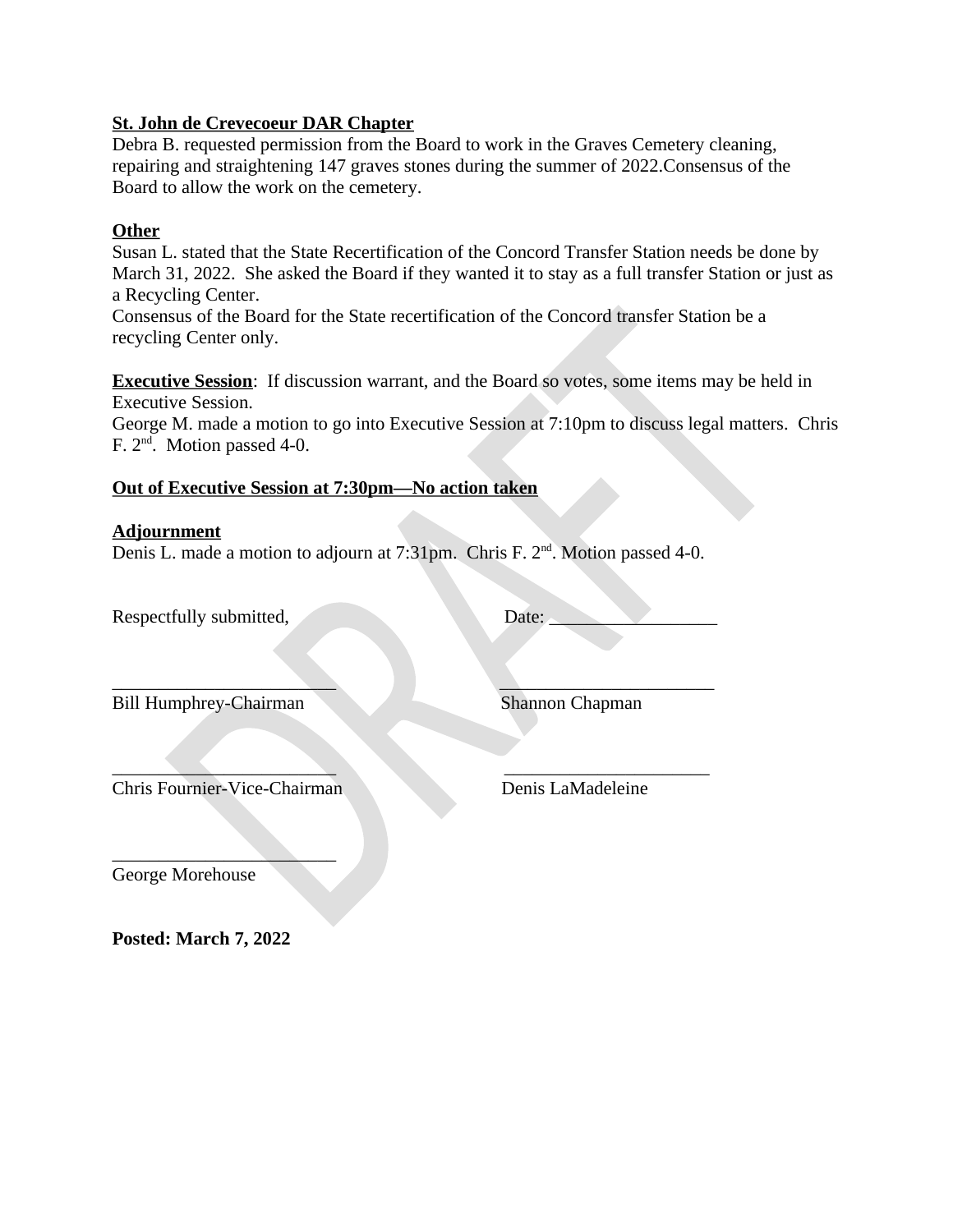**St. John de Crevecoeur DAR Chapter**

Debra B. requested permission from the Board to work in the Graves Cemetery cleaning, repairing and straightening 147 graves stones during the summer of 2022.Consensus of the Board to allow the work on the cemetery.

**Other**

Susan L. stated that the State Recertification of the Concord Transfer Station needs be done by March 31, 2022. She asked the Board if they wanted it to stay as a full transfer Station or just as a Recycling Center.

Consensus of the Board for the State recertification of the Concord transfer Station be a recycling Center only.

**Executive Session**: If discussion warrant, and the Board so votes, some items may be held in Executive Session.

George M. made a motion to go into Executive Session at 7:10pm to discuss legal matters. Chris F. 2nd. Motion passed 4-0.

**Out of Executive Session at 7:30pm—No action taken**

**Adjournment**

Denis L. made a motion to adjourn at 7:31pm. Chris F. 2nd. Motion passed 4-0.

Respectfully submitted, Date: __________________

________________________ ________________________
Bill Humphrey-Chairman Shannon Chapman

________________________ ________________________
Chris Fournier-Vice-Chairman Denis LaMadeleine

________________________
George Morehouse

**Posted: March 7, 2022**